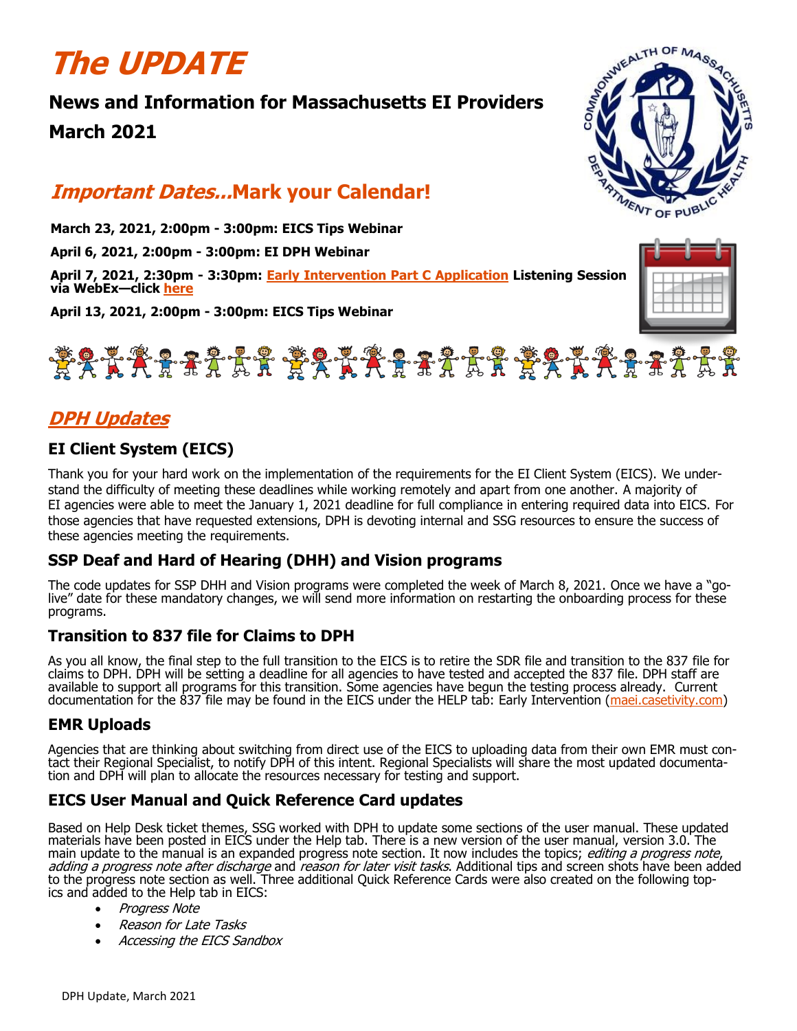# The UPDATE

## News and Information for Massachusetts EI Providers

## March 2021

## *Important Dates…*Mark your Calendar!

**March 23, 2021, 2:00pm - 3:00pm: EICS Tips Webinar**

**April 6, 2021, 2:00pm - 3:00pm: EI DPH Webinar**

**April 7, 2021, 2:30pm - 3:30pm: Early Intervention Part C Application Listening Session via WebEx—click here**

**April 13, 2021, 2:00pm - 3:00pm: EICS Tips Webinar**

## *DPH Updates*

### EI Client System (EICS)

Thank you for your hard work on the implementation of the requirements for the EI Client System (EICS). We understand the difficulty of meeting these deadlines while working remotely and apart from one another. A majority of EI agencies were able to meet the January 1, 2021 deadline for full compliance in entering required data into EICS. For those agencies that have requested extensions, DPH is devoting internal and SSG resources to ensure the success of these agencies meeting the requirements.

### SSP Deaf and Hard of Hearing (DHH) and Vision programs

The code updates for SSP DHH and Vision programs were completed the week of March 8, 2021. Once we have a "go-live" date for these mandatory changes, we will send more information on restarting the onboarding process for these programs.

### Transition to 837 file for Claims to DPH

As you all know, the final step to the full transition to the EICS is to retire the SDR file and transition to the 837 file for claims to DPH. DPH will be setting a deadline for all agencies to have tested and accepted the 837 file. DPH staff are available to support all programs for this transition. Some agencies have begun the testing process already. Current documentation for the 837 file may be found in the EICS under the HELP tab: Early Intervention (maei.casetivity.com)

### EMR Uploads

Agencies that are thinking about switching from direct use of the EICS to uploading data from their own EMR must contact their Regional Specialist, to notify DPH of this intent. Regional Specialists will share the most updated documentation and DPH will plan to allocate the resources necessary for testing and support.

### EICS User Manual and Quick Reference Card updates

Based on Help Desk ticket themes, SSG worked with DPH to update some sections of the user manual. These updated materials have been posted in EICS under the Help tab. There is a new version of the user manual, version 3.0. The main update to the manual is an expanded progress note section. It now includes the topics; *editing a progress note*, *adding a progress note after discharge* and *reason for later visit tasks*. Additional tips and screen shots have been added to the progress note section as well. Three additional Quick Reference Cards were also created on the following topics and added to the Help tab in EICS:

- *Progress Note*
- *Reason for Late Tasks*
- *Accessing the EICS Sandbox*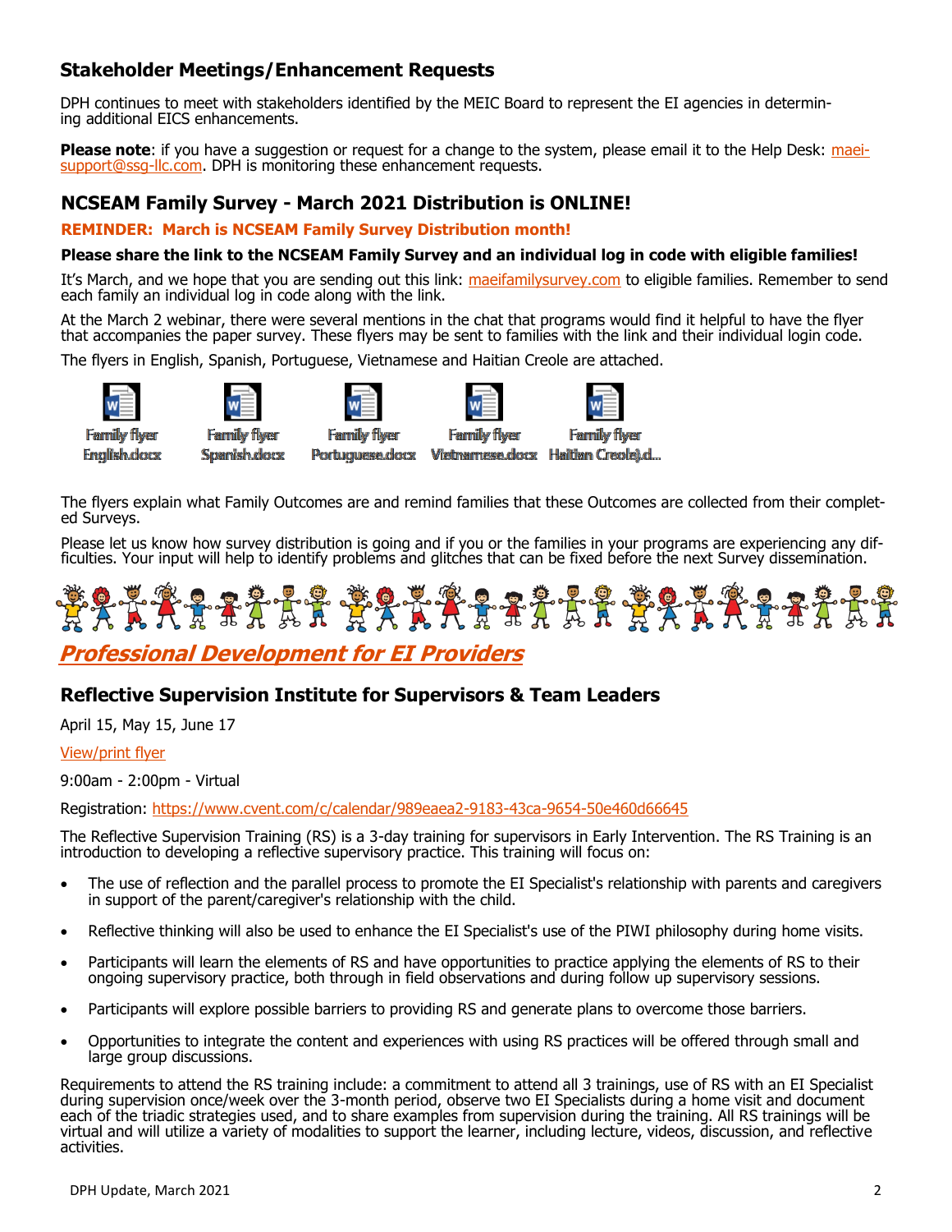## Stakeholder Meetings/Enhancement Requests

DPH continues to meet with stakeholders identified by the MEIC Board to represent the EI agencies in determining additional EICS enhancements.

**Please note**: if you have a suggestion or request for a change to the system, please email it to the Help Desk: maei-support@ssg-llc.com. DPH is monitoring these enhancement requests.

## NCSEAM Family Survey - March 2021 Distribution is ONLINE!

**REMINDER: March is NCSEAM Family Survey Distribution month!**

**Please share the link to the NCSEAM Family Survey and an individual log in code with eligible families!**

It's March, and we hope that you are sending out this link: maeifamilysurvey.com to eligible families. Remember to send each family an individual log in code along with the link.

At the March 2 webinar, there were several mentions in the chat that programs would find it helpful to have the flyer that accompanies the paper survey. These flyers may be sent to families with the link and their individual login code.

The flyers in English, Spanish, Portuguese, Vietnamese and Haitian Creole are attached.

Family flyer English.docx | Family flyer Spanish.docx | Family flyer Portuguese.docx | Family flyer Vietnamese.docx | Family flyer Haitian Creole).d...

The flyers explain what Family Outcomes are and remind families that these Outcomes are collected from their completed Surveys.

Please let us know how survey distribution is going and if you or the families in your programs are experiencing any difficulties. Your input will help to identify problems and glitches that can be fixed before the next Survey dissemination.

# *Professional Development for EI Providers*

## Reflective Supervision Institute for Supervisors & Team Leaders

April 15, May 15, June 17

View/print flyer

9:00am - 2:00pm - Virtual

Registration: https://www.cvent.com/c/calendar/989eaea2-9183-43ca-9654-50e460d66645

The Reflective Supervision Training (RS) is a 3-day training for supervisors in Early Intervention. The RS Training is an introduction to developing a reflective supervisory practice. This training will focus on:

- The use of reflection and the parallel process to promote the EI Specialist's relationship with parents and caregivers in support of the parent/caregiver's relationship with the child.
- Reflective thinking will also be used to enhance the EI Specialist's use of the PIWI philosophy during home visits.
- Participants will learn the elements of RS and have opportunities to practice applying the elements of RS to their ongoing supervisory practice, both through in field observations and during follow up supervisory sessions.
- Participants will explore possible barriers to providing RS and generate plans to overcome those barriers.
- Opportunities to integrate the content and experiences with using RS practices will be offered through small and large group discussions.

Requirements to attend the RS training include: a commitment to attend all 3 trainings, use of RS with an EI Specialist during supervision once/week over the 3-month period, observe two EI Specialists during a home visit and document each of the triadic strategies used, and to share examples from supervision during the training. All RS trainings will be virtual and will utilize a variety of modalities to support the learner, including lecture, videos, discussion, and reflective activities.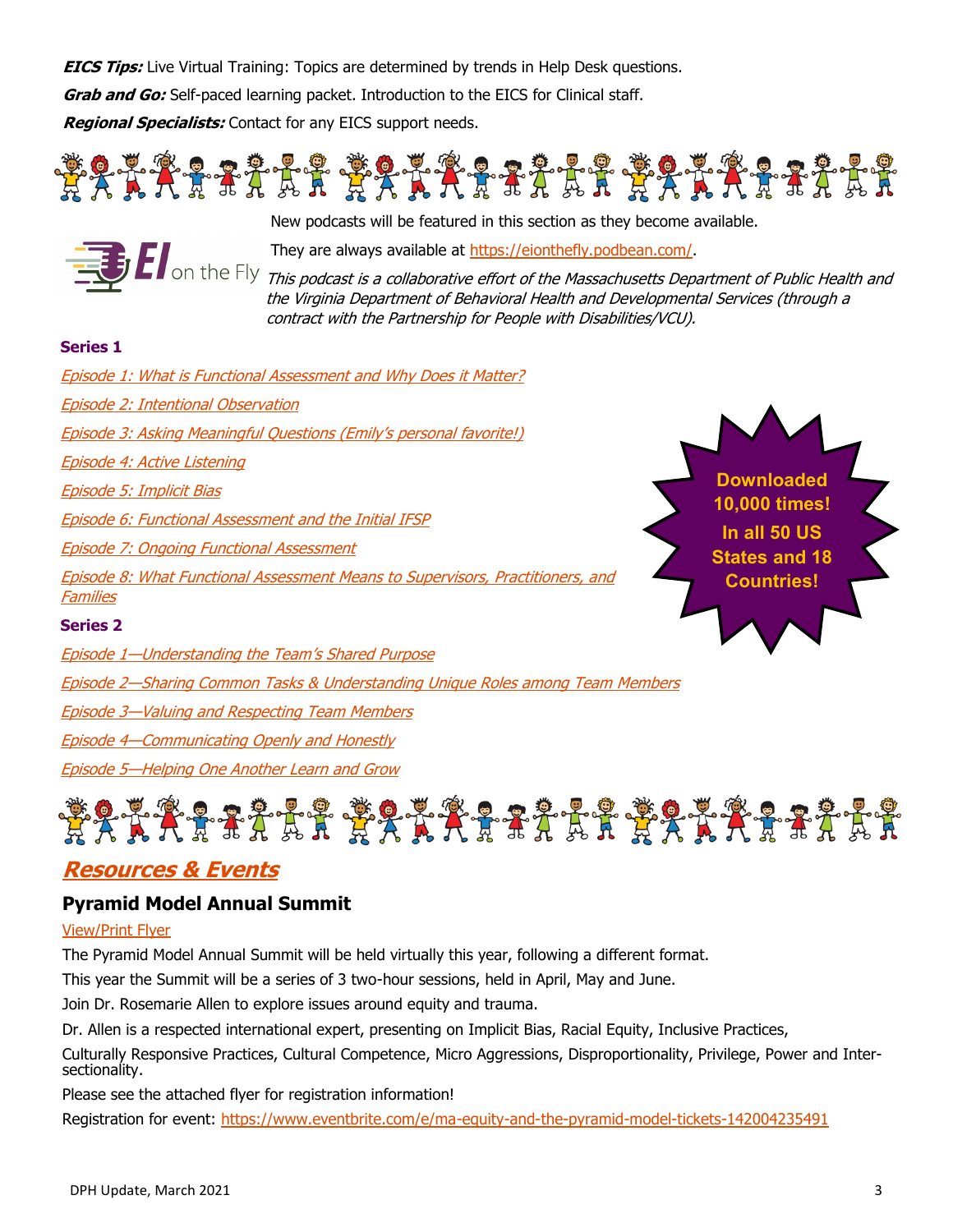***EICS Tips:*** Live Virtual Training: Topics are determined by trends in Help Desk questions.

***Grab and Go:*** Self-paced learning packet. Introduction to the EICS for Clinical staff.

***Regional Specialists:*** Contact for any EICS support needs.

New podcasts will be featured in this section as they become available.

They are always available at https://eionthefly.podbean.com/.

*This podcast is a collaborative effort of the Massachusetts Department of Public Health and the Virginia Department of Behavioral Health and Developmental Services (through a contract with the Partnership for People with Disabilities/VCU).*

**Series 1**

*Episode 1: What is Functional Assessment and Why Does it Matter?*

*Episode 2: Intentional Observation*

*Episode 3: Asking Meaningful Questions (Emily's personal favorite!)*

*Episode 4: Active Listening*

*Episode 5: Implicit Bias*

*Episode 6: Functional Assessment and the Initial IFSP*

*Episode 7: Ongoing Functional Assessment*

*Episode 8: What Functional Assessment Means to Supervisors, Practitioners, and Families*

**Downloaded 10,000 times! In all 50 US States and 18 Countries!**

**Series 2**

*Episode 1—Understanding the Team's Shared Purpose*

*Episode 2—Sharing Common Tasks & Understanding Unique Roles among Team Members*

*Episode 3—Valuing and Respecting Team Members*

*Episode 4—Communicating Openly and Honestly*

*Episode 5—Helping One Another Learn and Grow*

## ***Resources & Events***

### Pyramid Model Annual Summit

View/Print Flyer

The Pyramid Model Annual Summit will be held virtually this year, following a different format.

This year the Summit will be a series of 3 two-hour sessions, held in April, May and June.

Join Dr. Rosemarie Allen to explore issues around equity and trauma.

Dr. Allen is a respected international expert, presenting on Implicit Bias, Racial Equity, Inclusive Practices, Culturally Responsive Practices, Cultural Competence, Micro Aggressions, Disproportionality, Privilege, Power and Intersectionality.

Please see the attached flyer for registration information!

Registration for event: https://www.eventbrite.com/e/ma-equity-and-the-pyramid-model-tickets-142004235491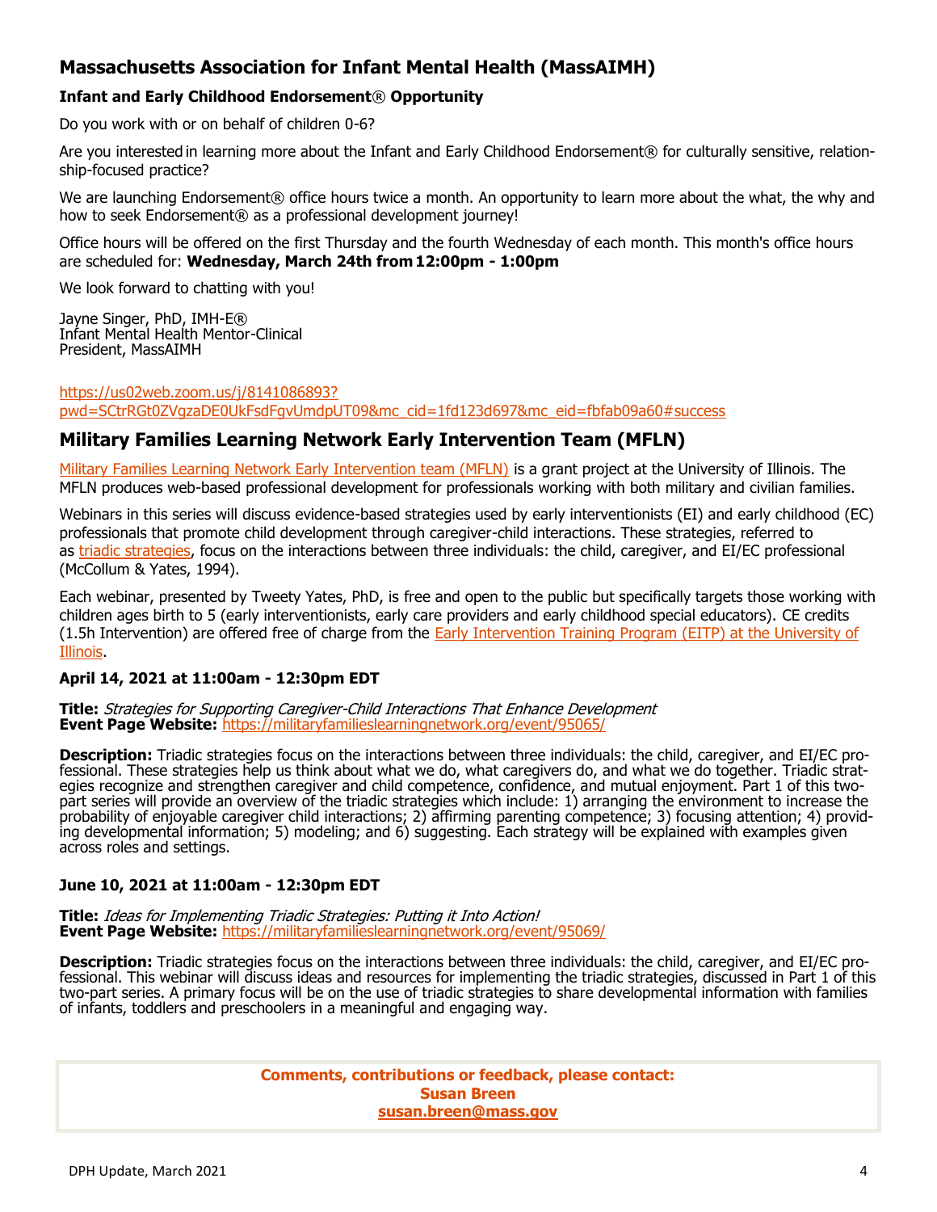## Massachusetts Association for Infant Mental Health (MassAIMH)

**Infant and Early Childhood Endorsement® Opportunity**

Do you work with or on behalf of children 0-6?

Are you interested in learning more about the Infant and Early Childhood Endorsement® for culturally sensitive, relationship-focused practice?

We are launching Endorsement® office hours twice a month. An opportunity to learn more about the what, the why and how to seek Endorsement® as a professional development journey!

Office hours will be offered on the first Thursday and the fourth Wednesday of each month. This month's office hours are scheduled for: **Wednesday, March 24th from 12:00pm - 1:00pm**

We look forward to chatting with you!

Jayne Singer, PhD, IMH-E®
Infant Mental Health Mentor-Clinical
President, MassAIMH

https://us02web.zoom.us/j/8141086893?pwd=SCtrRGt0ZVgzaDE0UkFsdFgvUmdpUT09&mc_cid=1fd123d697&mc_eid=fbfab09a60#success

## Military Families Learning Network Early Intervention Team (MFLN)

Military Families Learning Network Early Intervention team (MFLN) is a grant project at the University of Illinois. The MFLN produces web-based professional development for professionals working with both military and civilian families.

Webinars in this series will discuss evidence-based strategies used by early interventionists (EI) and early childhood (EC) professionals that promote child development through caregiver-child interactions. These strategies, referred to as triadic strategies, focus on the interactions between three individuals: the child, caregiver, and EI/EC professional (McCollum & Yates, 1994).

Each webinar, presented by Tweety Yates, PhD, is free and open to the public but specifically targets those working with children ages birth to 5 (early interventionists, early care providers and early childhood special educators). CE credits (1.5h Intervention) are offered free of charge from the Early Intervention Training Program (EITP) at the University of Illinois.

**April 14, 2021 at 11:00am - 12:30pm EDT**

**Title:** *Strategies for Supporting Caregiver-Child Interactions That Enhance Development*
**Event Page Website:** https://militaryfamilieslearningnetwork.org/event/95065/

**Description:** Triadic strategies focus on the interactions between three individuals: the child, caregiver, and EI/EC professional. These strategies help us think about what we do, what caregivers do, and what we do together. Triadic strategies recognize and strengthen caregiver and child competence, confidence, and mutual enjoyment. Part 1 of this two-part series will provide an overview of the triadic strategies which include: 1) arranging the environment to increase the probability of enjoyable caregiver child interactions; 2) affirming parenting competence; 3) focusing attention; 4) providing developmental information; 5) modeling; and 6) suggesting. Each strategy will be explained with examples given across roles and settings.

**June 10, 2021 at 11:00am - 12:30pm EDT**

**Title:** *Ideas for Implementing Triadic Strategies: Putting it Into Action!*
**Event Page Website:** https://militaryfamilieslearningnetwork.org/event/95069/

**Description:** Triadic strategies focus on the interactions between three individuals: the child, caregiver, and EI/EC professional. This webinar will discuss ideas and resources for implementing the triadic strategies, discussed in Part 1 of this two-part series. A primary focus will be on the use of triadic strategies to share developmental information with families of infants, toddlers and preschoolers in a meaningful and engaging way.

**Comments, contributions or feedback, please contact:**
**Susan Breen**
**susan.breen@mass.gov**